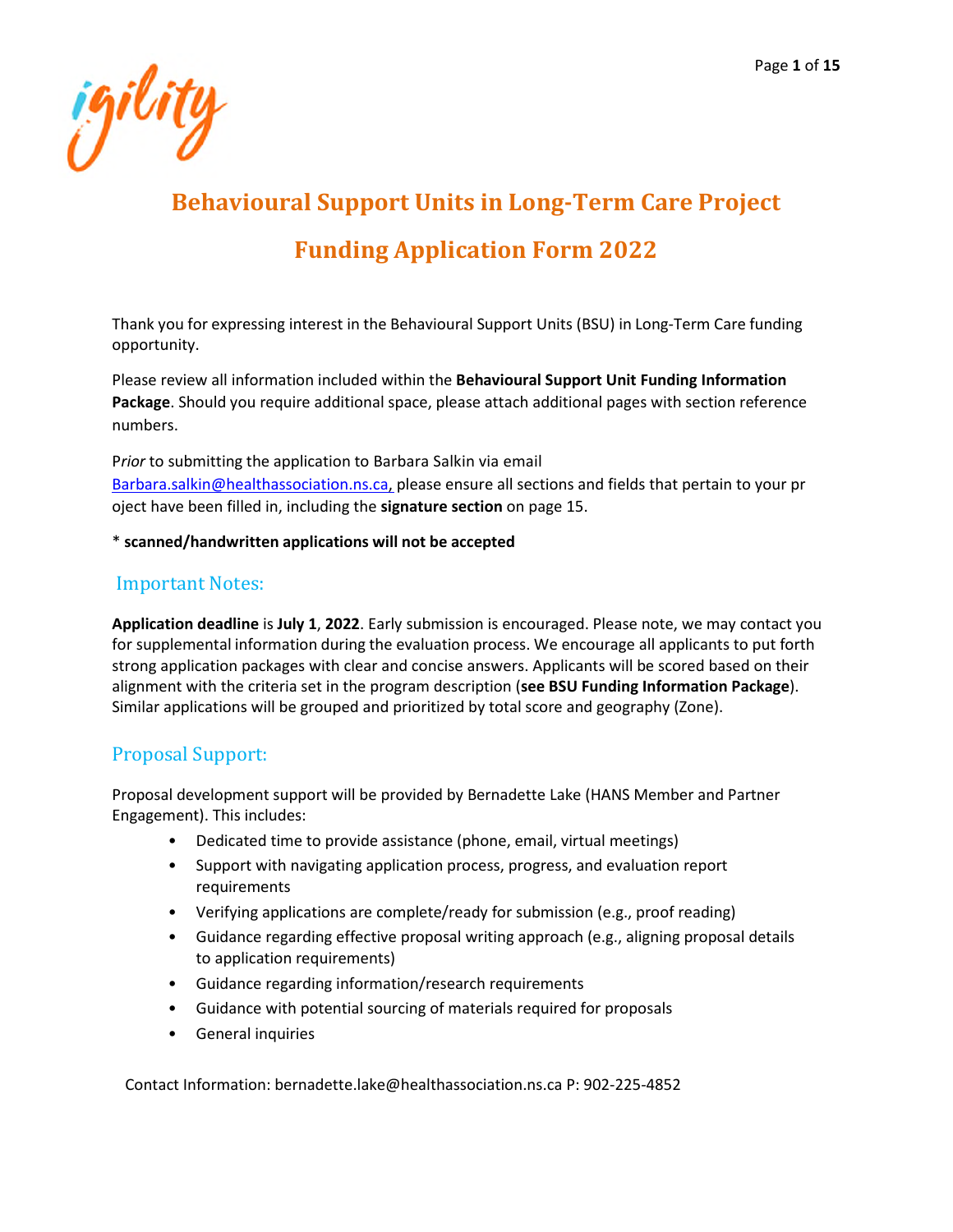# Behavioural Support Units in Long-Term Care Project

# Funding Application Form 2022

Thank you for expressing interest in the Behavioural Support Units (BSU) in Long-Term Care funding opportunity.

Please review all information included within the **Behavioural Support Unit Funding Information Package**. Should you require additional space, please attach additional pages with section reference numbers.

P*rior* to submitting the application to Barbara Salkin via email Barbara.salkin@healthassociation.ns.ca, please ensure all sections and fields that pertain to your project have been filled in, including the **signature section** on page 15.

\* **scanned/handwritten applications will not be accepted**

## Important Notes:

**Application deadline** is **July 1**, **2022**. Early submission is encouraged. Please note, we may contact you for supplemental information during the evaluation process. We encourage all applicants to put forth strong application packages with clear and concise answers. Applicants will be scored based on their alignment with the criteria set in the program description (**see BSU Funding Information Package**). Similar applications will be grouped and prioritized by total score and geography (Zone).

## Proposal Support:

Proposal development support will be provided by Bernadette Lake (HANS Member and Partner Engagement). This includes:

- Dedicated time to provide assistance (phone, email, virtual meetings)
- Support with navigating application process, progress, and evaluation report requirements
- Verifying applications are complete/ready for submission (e.g., proof reading)
- Guidance regarding effective proposal writing approach (e.g., aligning proposal details to application requirements)
- Guidance regarding information/research requirements
- Guidance with potential sourcing of materials required for proposals
- General inquiries

Contact Information: bernadette.lake@healthassociation.ns.ca P: 902-225-4852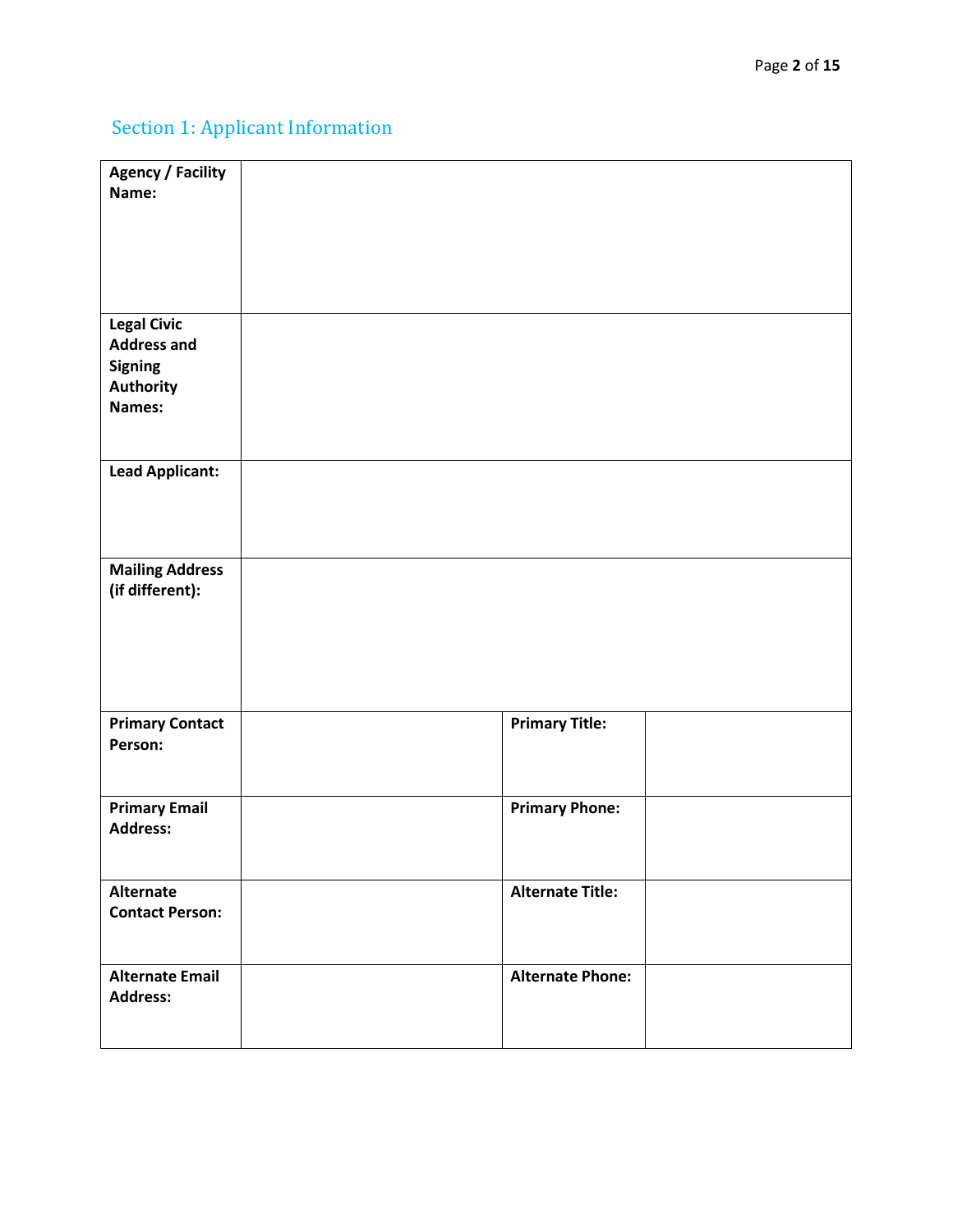## Section 1: Applicant Information

| | | | |
|---|---|---|---|
| **Agency / Facility Name:** | | | |
| **Legal Civic Address and Signing Authority Names:** | | | |
| **Lead Applicant:** | | | |
| **Mailing Address (if different):** | | | |
| **Primary Contact Person:** | | **Primary Title:** | |
| **Primary Email Address:** | | **Primary Phone:** | |
| **Alternate Contact Person:** | | **Alternate Title:** | |
| **Alternate Email Address:** | | **Alternate Phone:** | |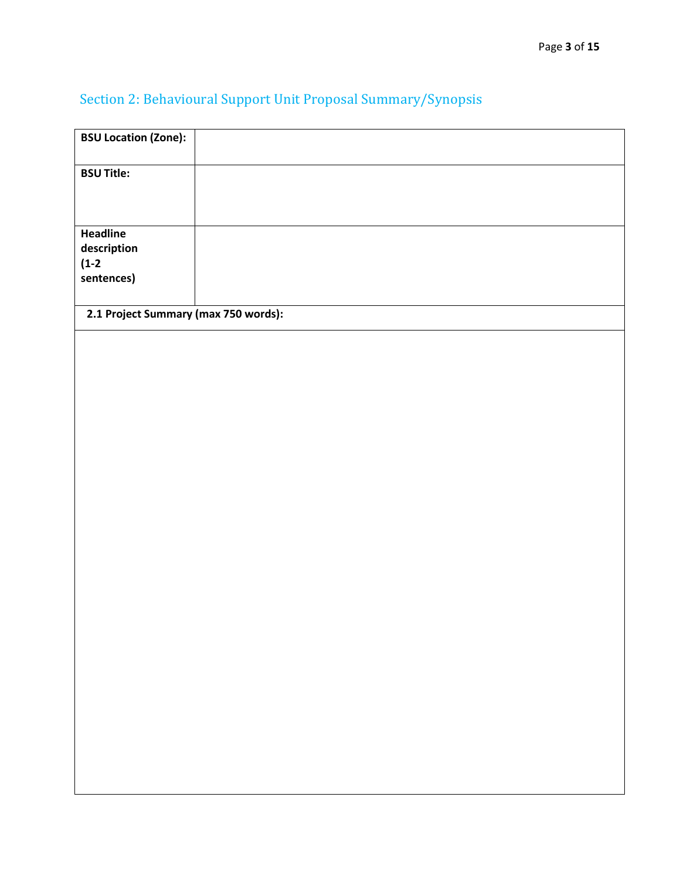## Section 2: Behavioural Support Unit Proposal Summary/Synopsis

| | |
|---|---|
| **BSU Location (Zone):** | |
| **BSU Title:** | |
| **Headline description (1-2 sentences)** | |
| **2.1 Project Summary (max 750 words):** | |
| | |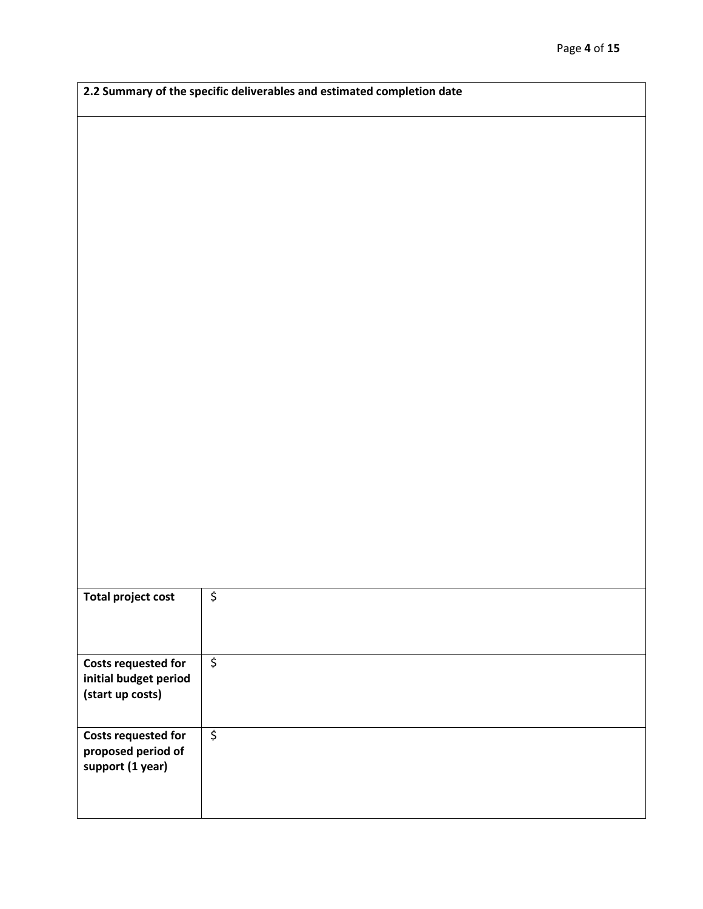| 2.2 Summary of the specific deliverables and estimated completion date | |
|---|---|
| | |
| **Total project cost** | $ |
| **Costs requested for initial budget period (start up costs)** | $ |
| **Costs requested for proposed period of support (1 year)** | $ |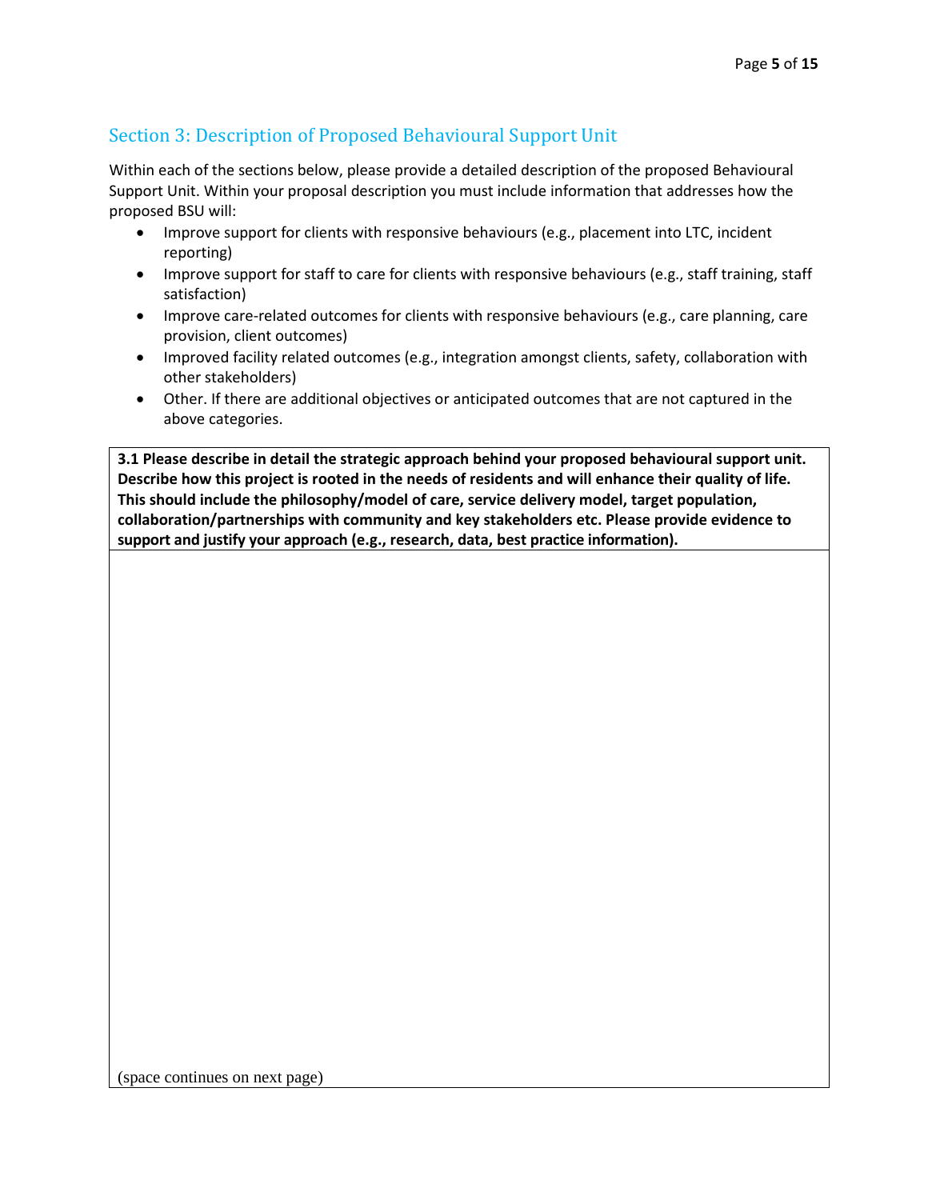## Section 3: Description of Proposed Behavioural Support Unit

Within each of the sections below, please provide a detailed description of the proposed Behavioural Support Unit. Within your proposal description you must include information that addresses how the proposed BSU will:

- Improve support for clients with responsive behaviours (e.g., placement into LTC, incident reporting)
- Improve support for staff to care for clients with responsive behaviours (e.g., staff training, staff satisfaction)
- Improve care-related outcomes for clients with responsive behaviours (e.g., care planning, care provision, client outcomes)
- Improved facility related outcomes (e.g., integration amongst clients, safety, collaboration with other stakeholders)
- Other. If there are additional objectives or anticipated outcomes that are not captured in the above categories.

| **3.1 Please describe in detail the strategic approach behind your proposed behavioural support unit. Describe how this project is rooted in the needs of residents and will enhance their quality of life. This should include the philosophy/model of care, service delivery model, target population, collaboration/partnerships with community and key stakeholders etc. Please provide evidence to support and justify your approach (e.g., research, data, best practice information).** |
| --- |
| (space continues on next page) |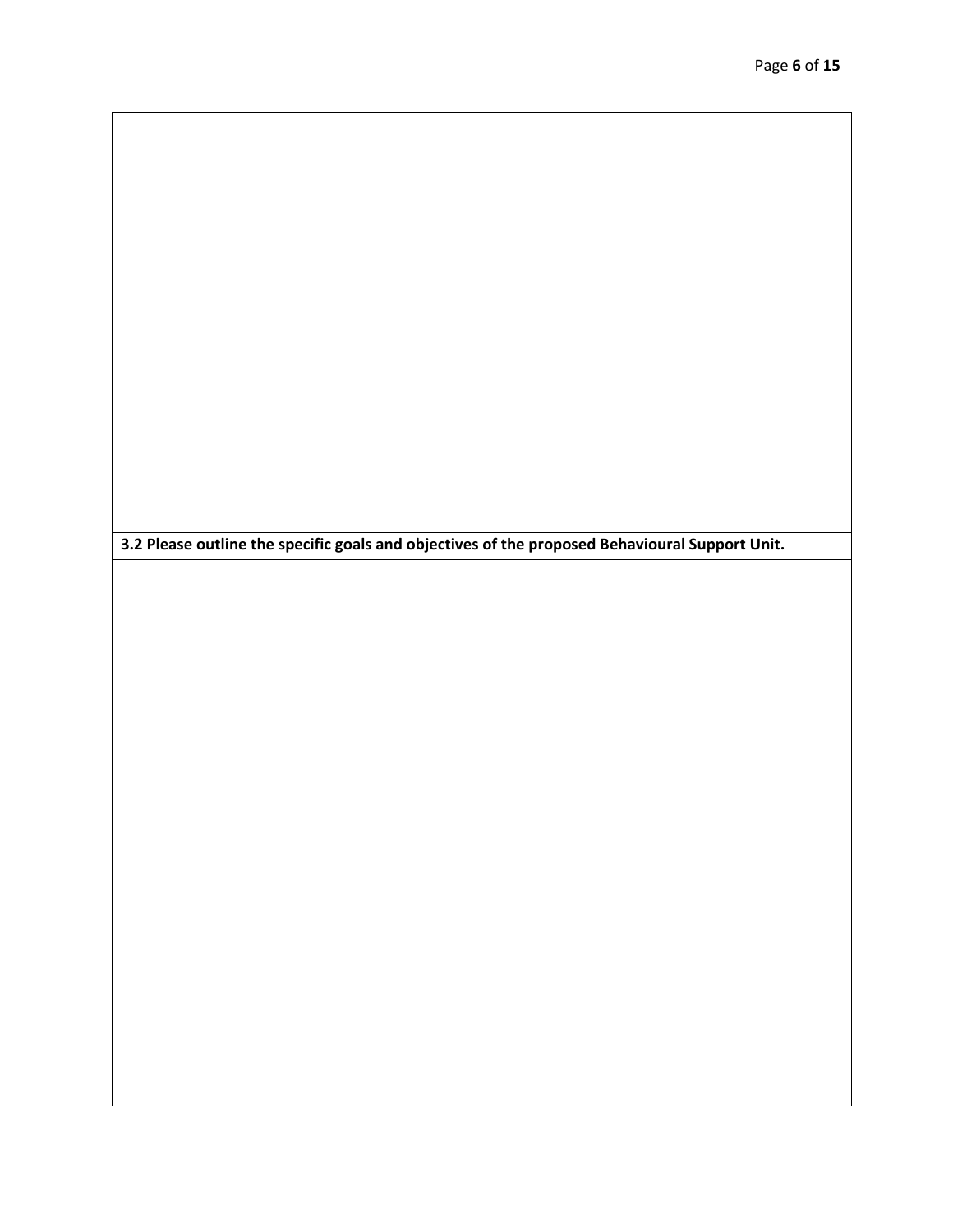**3.2 Please outline the specific goals and objectives of the proposed Behavioural Support Unit.**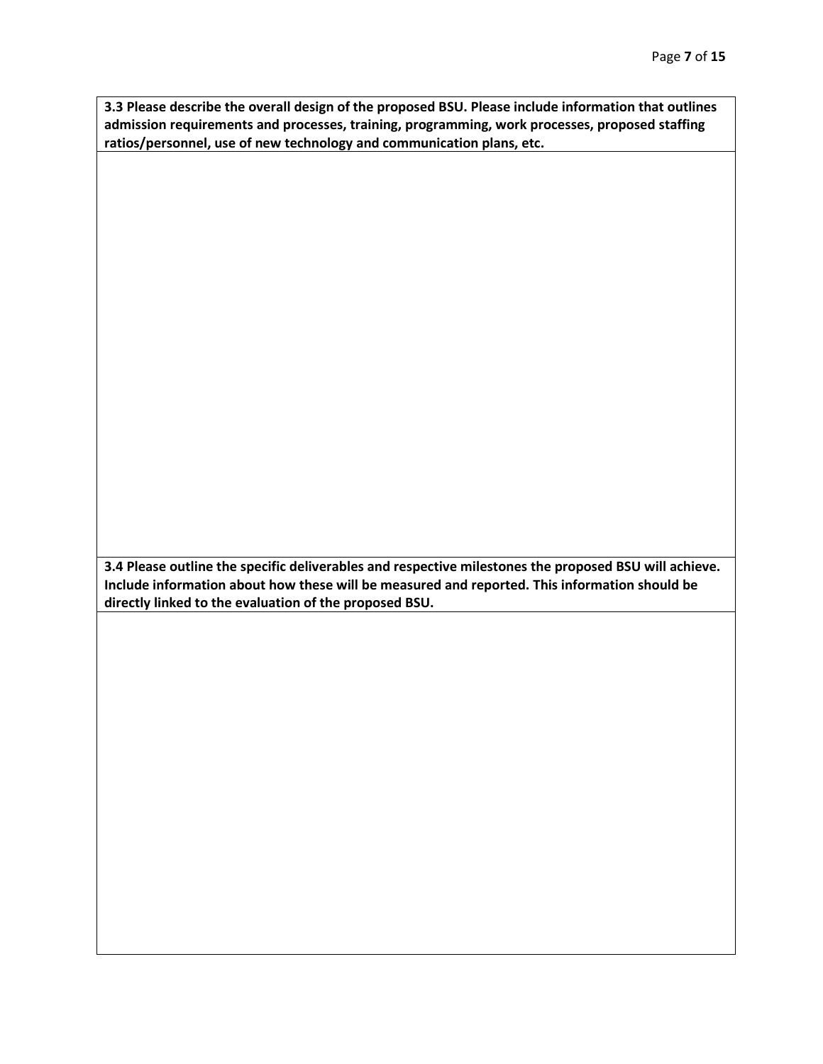**3.3 Please describe the overall design of the proposed BSU. Please include information that outlines admission requirements and processes, training, programming, work processes, proposed staffing ratios/personnel, use of new technology and communication plans, etc.**

**3.4 Please outline the specific deliverables and respective milestones the proposed BSU will achieve. Include information about how these will be measured and reported. This information should be directly linked to the evaluation of the proposed BSU.**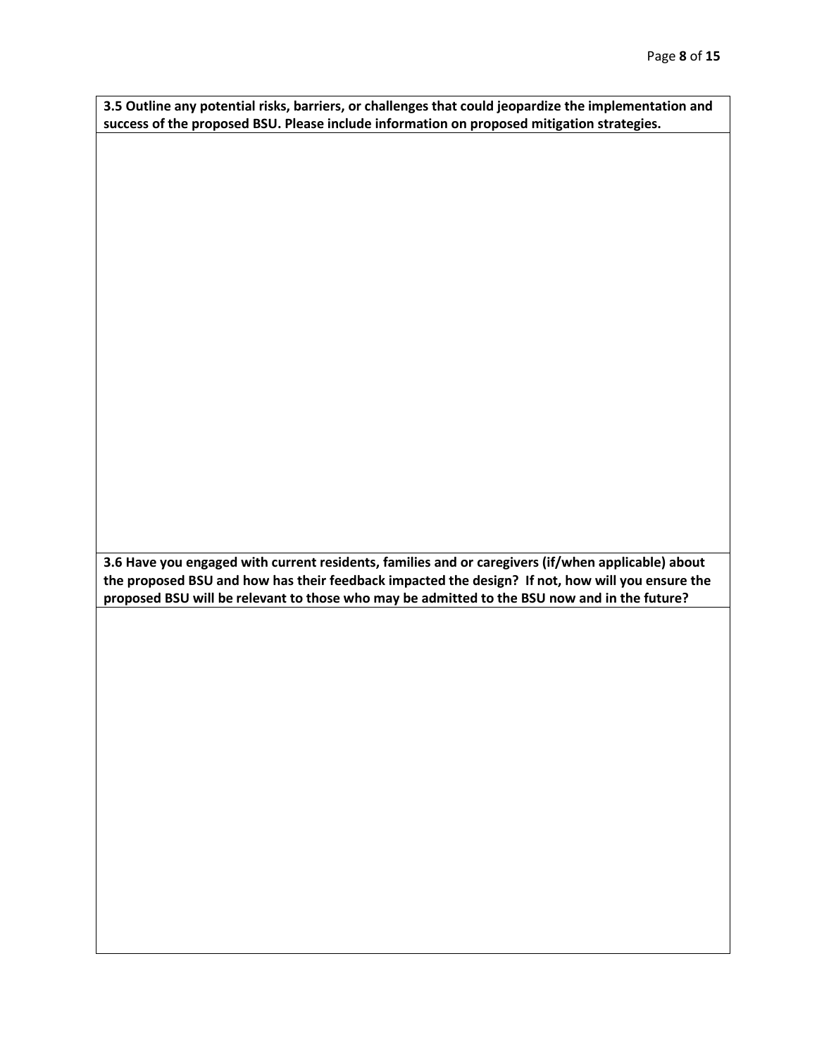**3.5 Outline any potential risks, barriers, or challenges that could jeopardize the implementation and success of the proposed BSU. Please include information on proposed mitigation strategies.**

**3.6 Have you engaged with current residents, families and or caregivers (if/when applicable) about the proposed BSU and how has their feedback impacted the design? If not, how will you ensure the proposed BSU will be relevant to those who may be admitted to the BSU now and in the future?**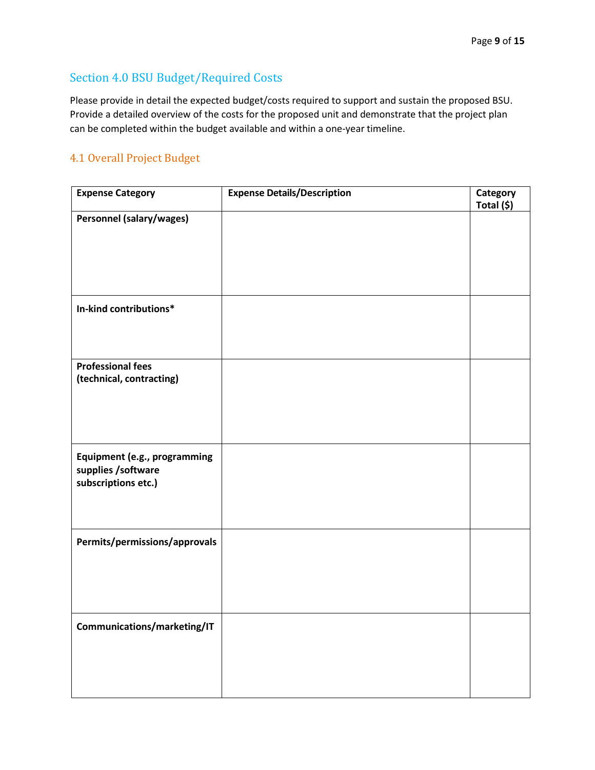## Section 4.0 BSU Budget/Required Costs

Please provide in detail the expected budget/costs required to support and sustain the proposed BSU. Provide a detailed overview of the costs for the proposed unit and demonstrate that the project plan can be completed within the budget available and within a one-year timeline.

### 4.1 Overall Project Budget

| **Expense Category** | **Expense Details/Description** | **Category Total ($)** |
|---|---|---|
| **Personnel (salary/wages)** | | |
| **In-kind contributions*** | | |
| **Professional fees (technical, contracting)** | | |
| **Equipment (e.g., programming supplies /software subscriptions etc.)** | | |
| **Permits/permissions/approvals** | | |
| **Communications/marketing/IT** | | |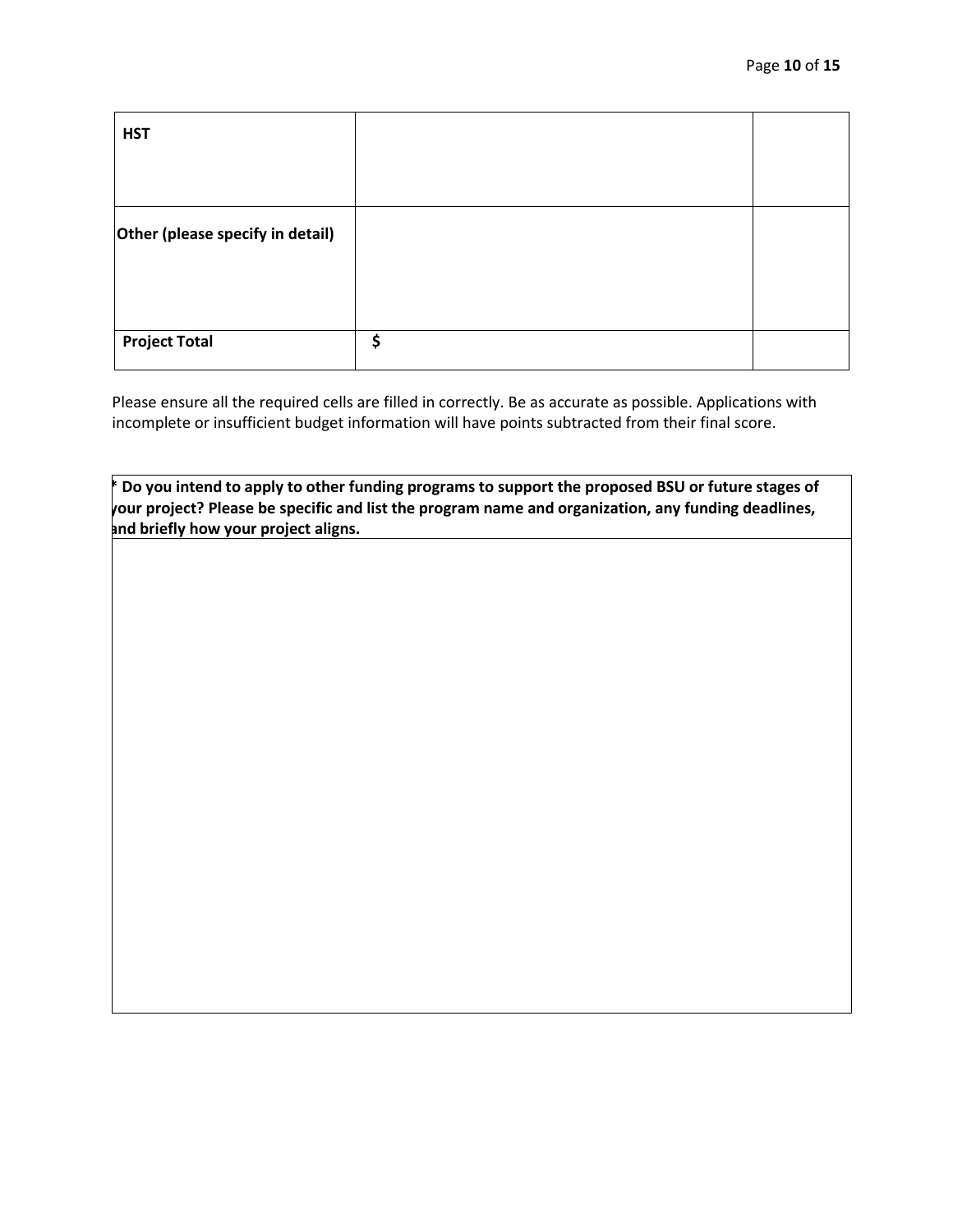| **HST** | | |
|---|---|---|
| **Other (please specify in detail)** | | |
| **Project Total** | **$** | |

Please ensure all the required cells are filled in correctly. Be as accurate as possible. Applications with incomplete or insufficient budget information will have points subtracted from their final score.

| **\* Do you intend to apply to other funding programs to support the proposed BSU or future stages of your project? Please be specific and list the program name and organization, any funding deadlines, and briefly how your project aligns.** |
|---|
| |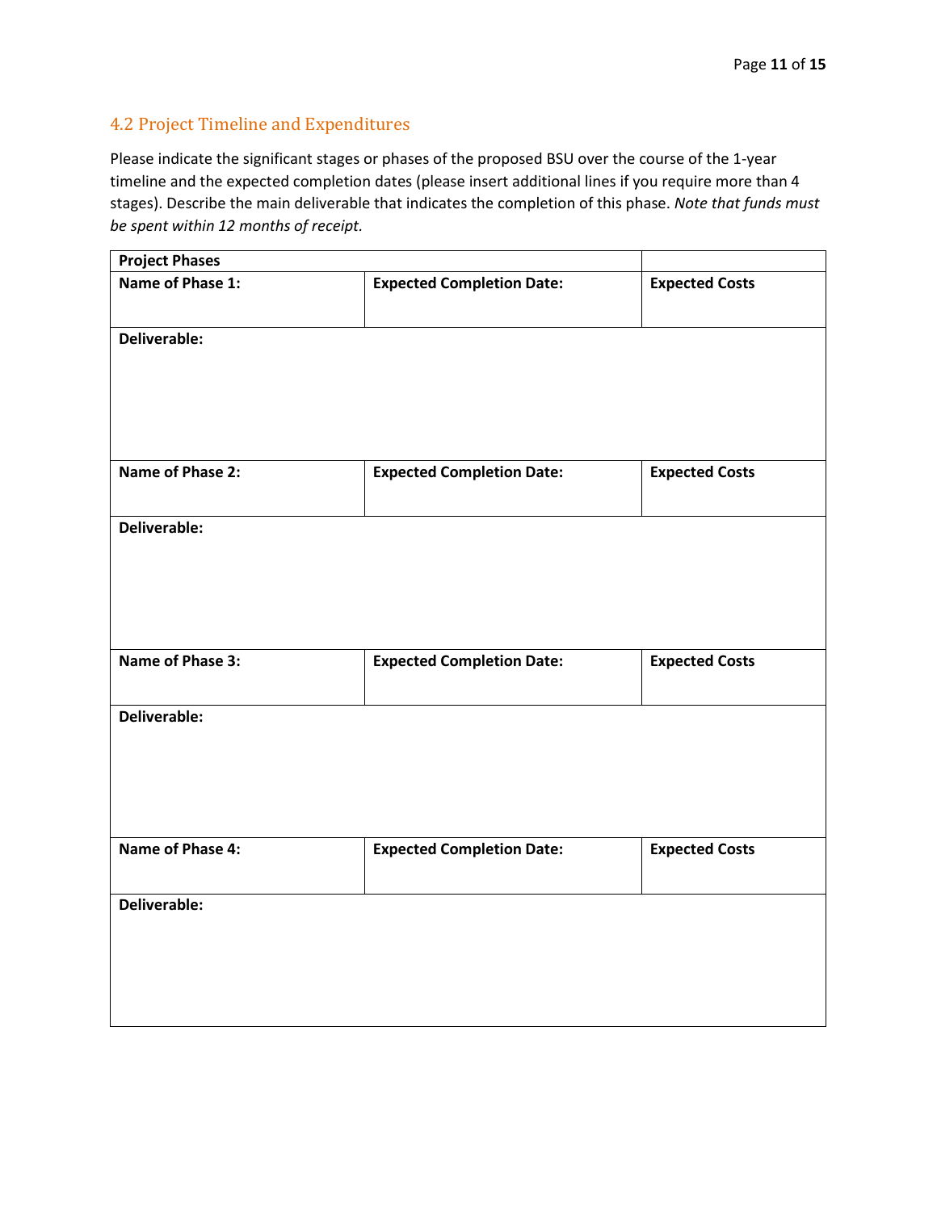## 4.2 Project Timeline and Expenditures

Please indicate the significant stages or phases of the proposed BSU over the course of the 1-year timeline and the expected completion dates (please insert additional lines if you require more than 4 stages). Describe the main deliverable that indicates the completion of this phase. *Note that funds must be spent within 12 months of receipt.*

| **Project Phases** | | |
|---|---|---|
| **Name of Phase 1:** | **Expected Completion Date:** | **Expected Costs** |
| **Deliverable:** | | |
| **Name of Phase 2:** | **Expected Completion Date:** | **Expected Costs** |
| **Deliverable:** | | |
| **Name of Phase 3:** | **Expected Completion Date:** | **Expected Costs** |
| **Deliverable:** | | |
| **Name of Phase 4:** | **Expected Completion Date:** | **Expected Costs** |
| **Deliverable:** | | |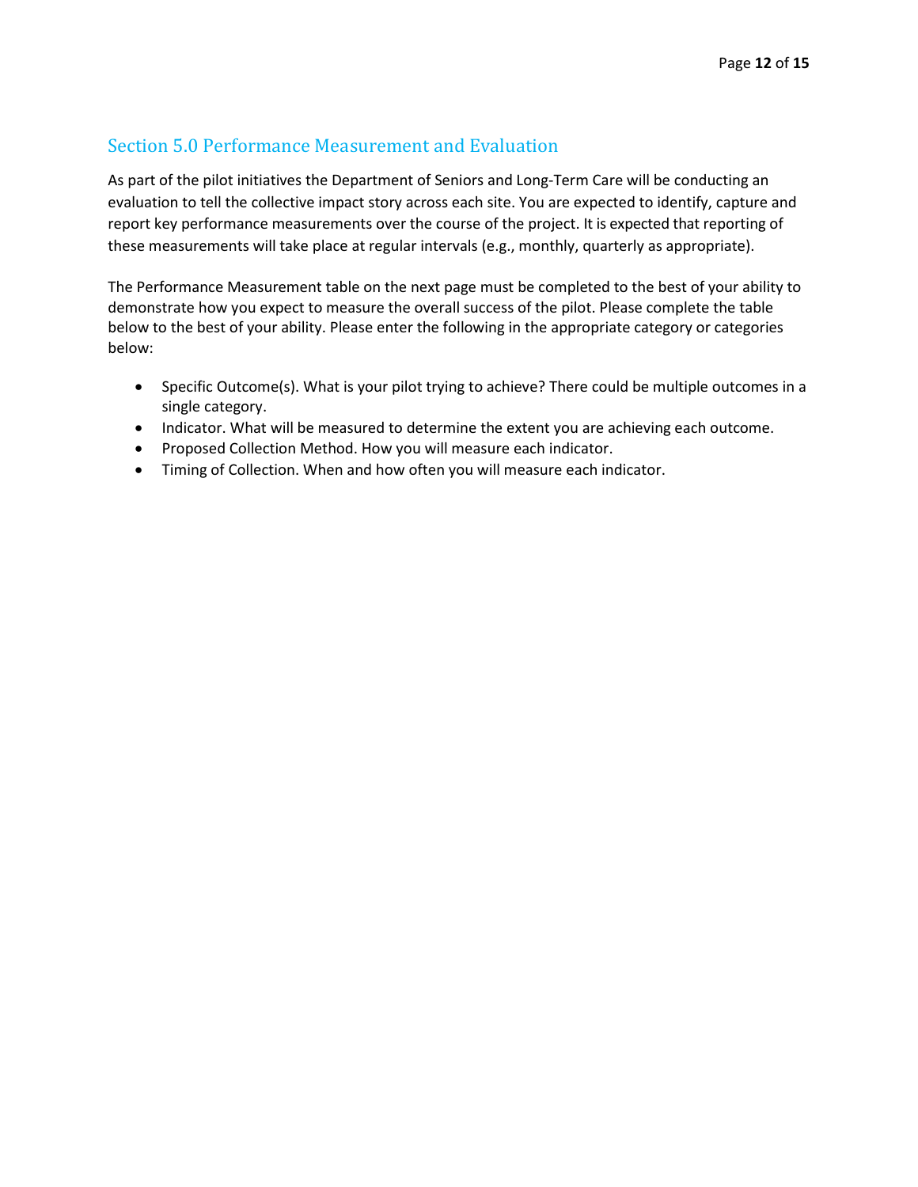## Section 5.0 Performance Measurement and Evaluation

As part of the pilot initiatives the Department of Seniors and Long-Term Care will be conducting an evaluation to tell the collective impact story across each site. You are expected to identify, capture and report key performance measurements over the course of the project. It is expected that reporting of these measurements will take place at regular intervals (e.g., monthly, quarterly as appropriate).

The Performance Measurement table on the next page must be completed to the best of your ability to demonstrate how you expect to measure the overall success of the pilot. Please complete the table below to the best of your ability. Please enter the following in the appropriate category or categories below:

- Specific Outcome(s). What is your pilot trying to achieve? There could be multiple outcomes in a single category.
- Indicator. What will be measured to determine the extent you are achieving each outcome.
- Proposed Collection Method. How you will measure each indicator.
- Timing of Collection. When and how often you will measure each indicator.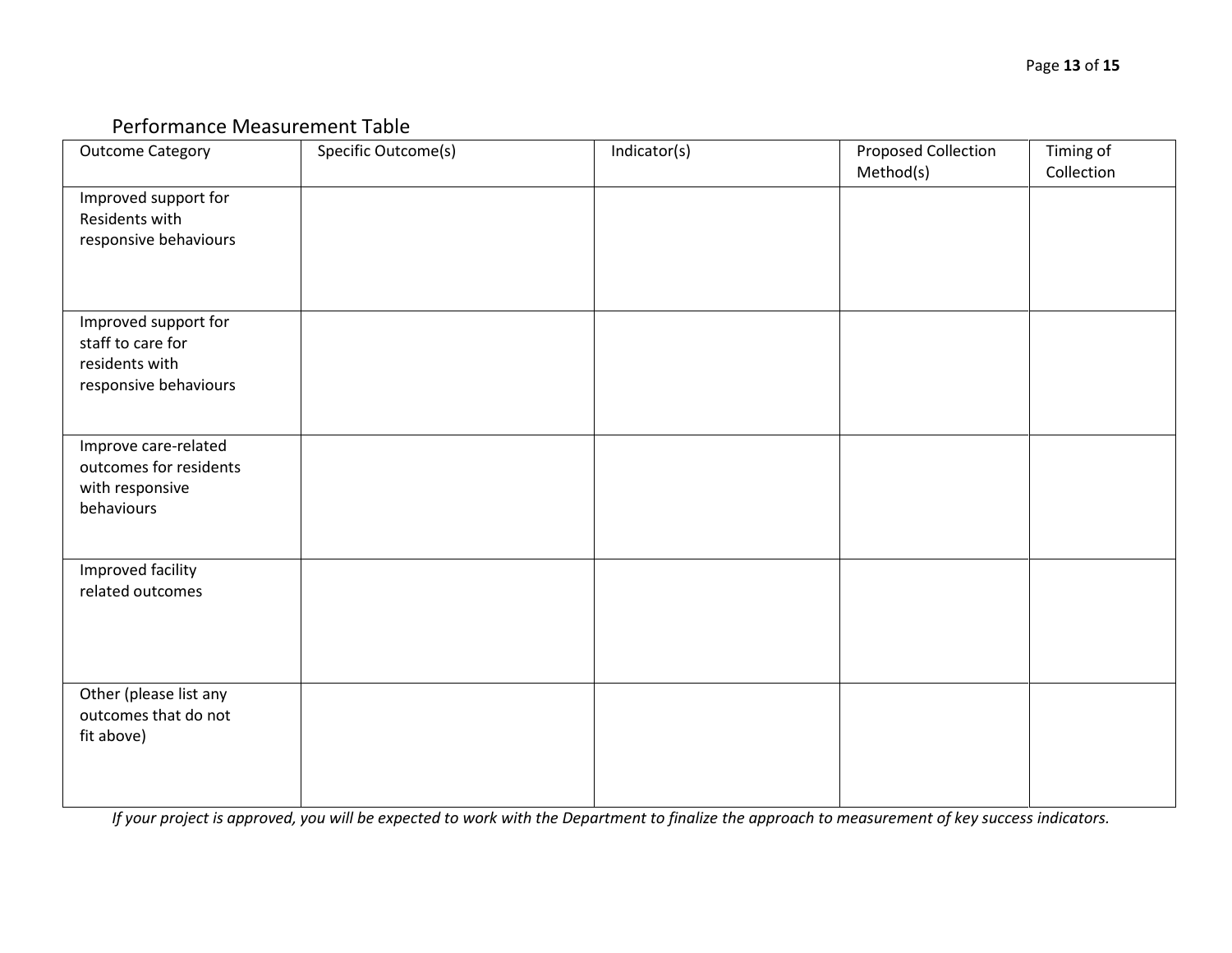Performance Measurement Table

| Outcome Category | Specific Outcome(s) | Indicator(s) | Proposed Collection Method(s) | Timing of Collection |
| --- | --- | --- | --- | --- |
| Improved support for Residents with responsive behaviours | | | | |
| Improved support for staff to care for residents with responsive behaviours | | | | |
| Improve care-related outcomes for residents with responsive behaviours | | | | |
| Improved facility related outcomes | | | | |
| Other (please list any outcomes that do not fit above) | | | | |

*If your project is approved, you will be expected to work with the Department to finalize the approach to measurement of key success indicators.*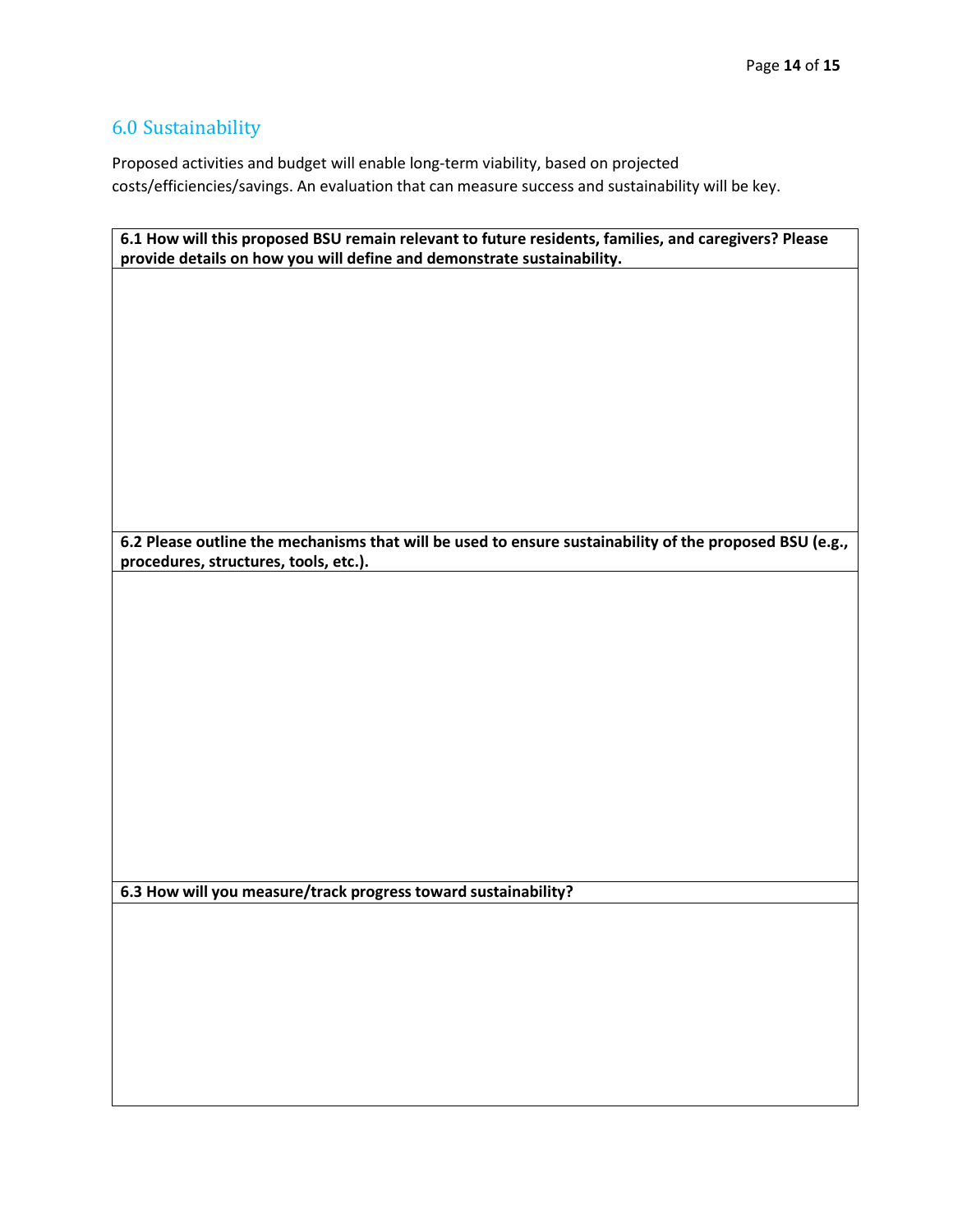## 6.0 Sustainability

Proposed activities and budget will enable long-term viability, based on projected costs/efficiencies/savings. An evaluation that can measure success and sustainability will be key.

| **6.1 How will this proposed BSU remain relevant to future residents, families, and caregivers? Please provide details on how you will define and demonstrate sustainability.** |
|---|
| |
| **6.2 Please outline the mechanisms that will be used to ensure sustainability of the proposed BSU (e.g., procedures, structures, tools, etc.).** |
| |
| **6.3 How will you measure/track progress toward sustainability?** |
| |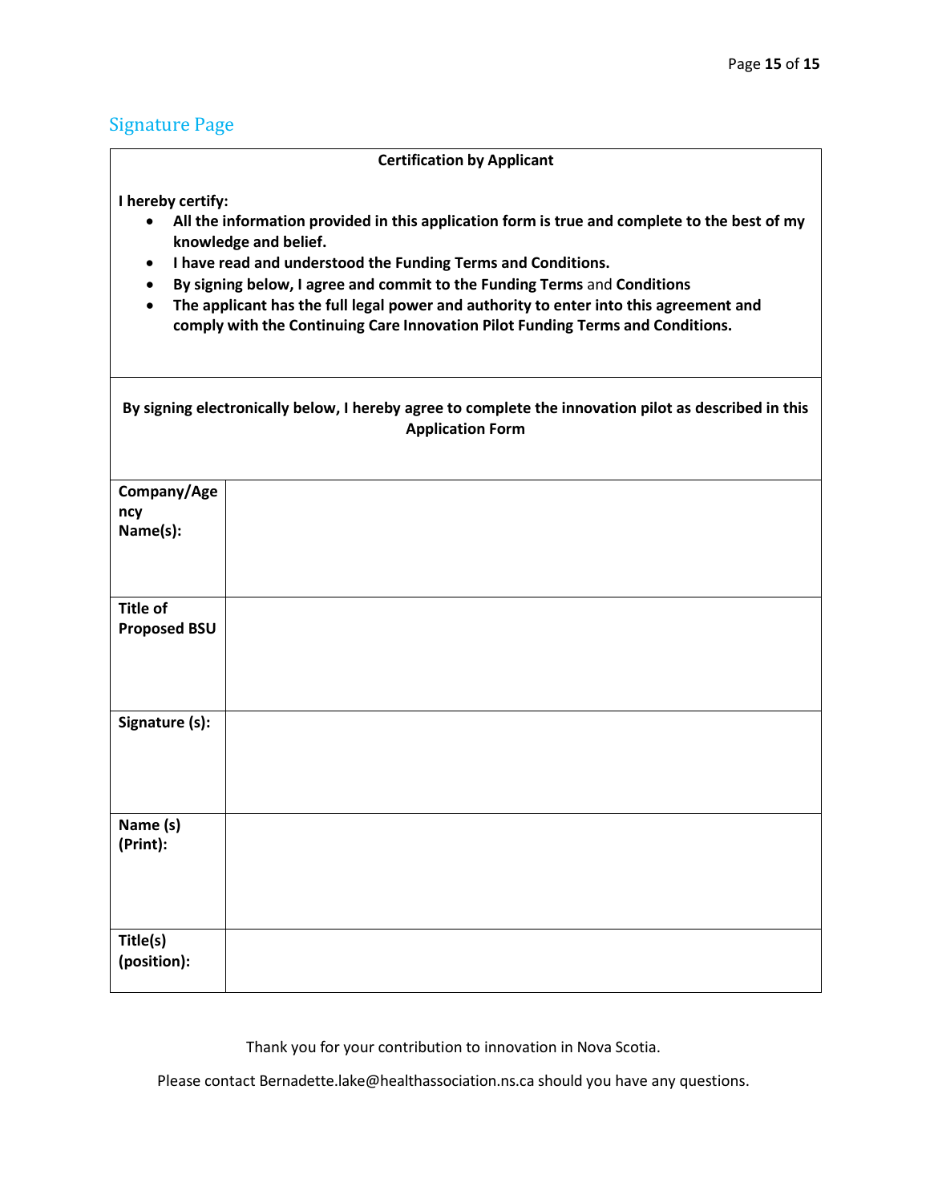## Signature Page

| Certification by Applicant |
|---|
| **I hereby certify:**<br>• **All the information provided in this application form is true and complete to the best of my knowledge and belief.**<br>• **I have read and understood the Funding Terms and Conditions.**<br>• **By signing below, I agree and commit to the Funding Terms** and **Conditions**<br>• **The applicant has the full legal power and authority to enter into this agreement and comply with the Continuing Care Innovation Pilot Funding Terms and Conditions.** |

| By signing electronically below, I hereby agree to complete the innovation pilot as described in this Application Form | |
|---|---|
| **Company/Agency Name(s):** | |
| **Title of Proposed BSU** | |
| **Signature (s):** | |
| **Name (s) (Print):** | |
| **Title(s) (position):** | |

Thank you for your contribution to innovation in Nova Scotia.

Please contact Bernadette.lake@healthassociation.ns.ca should you have any questions.